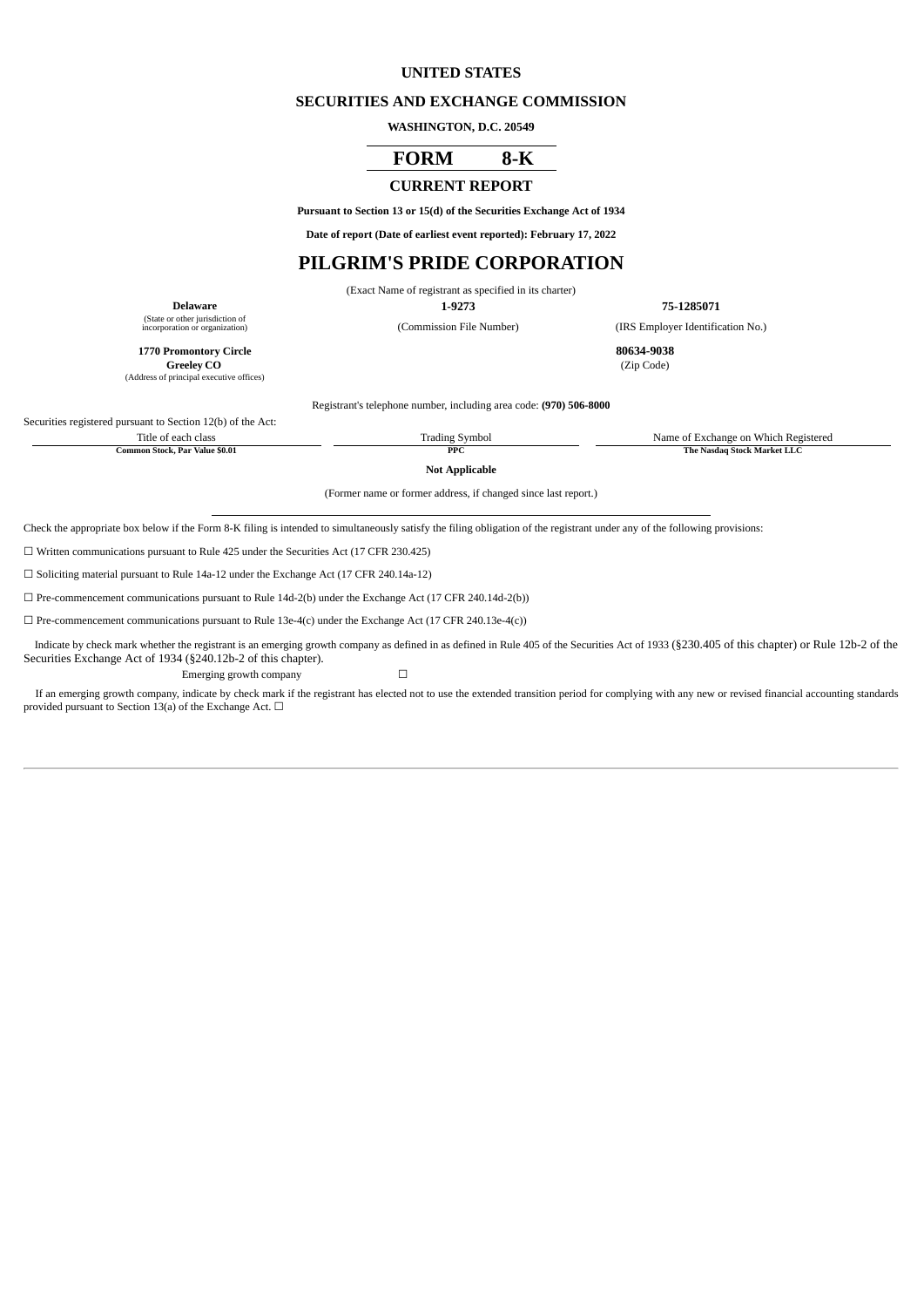# UNITED STATES

## SECURITIES AND EXCHANGE COMMISSION

**WASHINGTON, D.C. 20549**

## FORM 8-K

## CURRENT REPORT

**Pursuant to Section 13 or 15(d) of the Securities Exchange Act of 1934**

**Date of report (Date of earliest event reported): February 17, 2022**

# PILGRIM'S PRIDE CORPORATION

(Exact Name of registrant as specified in its charter)

| **Delaware** | **1-9273** | **75-1285071** |
|---|---|---|
| (State or other jurisdiction of incorporation or organization) | (Commission File Number) | (IRS Employer Identification No.) |

| **1770 Promontory Circle** **Greeley CO** | **80634-9038** |
|---|---|
| (Address of principal executive offices) | (Zip Code) |

Registrant's telephone number, including area code: **(970) 506-8000**

Securities registered pursuant to Section 12(b) of the Act:

| Title of each class | Trading Symbol | Name of Exchange on Which Registered |
|---|---|---|
| **Common Stock, Par Value $0.01** | **PPC** | **The Nasdaq Stock Market LLC** |

**Not Applicable**

(Former name or former address, if changed since last report.)

Check the appropriate box below if the Form 8-K filing is intended to simultaneously satisfy the filing obligation of the registrant under any of the following provisions:

☐ Written communications pursuant to Rule 425 under the Securities Act (17 CFR 230.425)

☐ Soliciting material pursuant to Rule 14a-12 under the Exchange Act (17 CFR 240.14a-12)

☐ Pre-commencement communications pursuant to Rule 14d-2(b) under the Exchange Act (17 CFR 240.14d-2(b))

☐ Pre-commencement communications pursuant to Rule 13e-4(c) under the Exchange Act (17 CFR 240.13e-4(c))

Indicate by check mark whether the registrant is an emerging growth company as defined in as defined in Rule 405 of the Securities Act of 1933 (§230.405 of this chapter) or Rule 12b-2 of the Securities Exchange Act of 1934 (§240.12b-2 of this chapter).

Emerging growth company ☐

If an emerging growth company, indicate by check mark if the registrant has elected not to use the extended transition period for complying with any new or revised financial accounting standards provided pursuant to Section 13(a) of the Exchange Act. ☐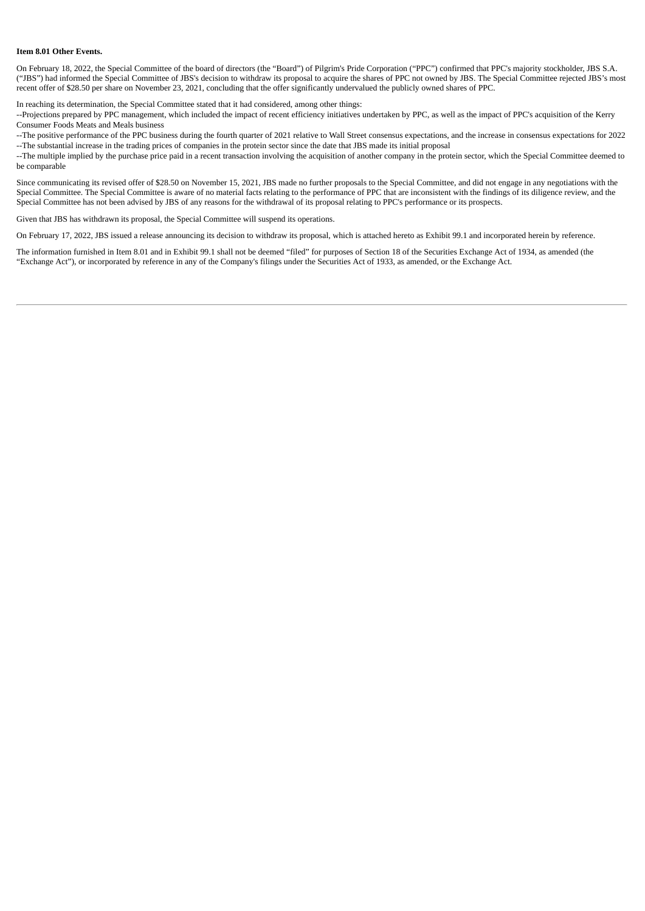**Item 8.01 Other Events.**

On February 18, 2022, the Special Committee of the board of directors (the "Board") of Pilgrim's Pride Corporation ("PPC") confirmed that PPC's majority stockholder, JBS S.A. ("JBS") had informed the Special Committee of JBS's decision to withdraw its proposal to acquire the shares of PPC not owned by JBS. The Special Committee rejected JBS's most recent offer of $28.50 per share on November 23, 2021, concluding that the offer significantly undervalued the publicly owned shares of PPC.

In reaching its determination, the Special Committee stated that it had considered, among other things:

--Projections prepared by PPC management, which included the impact of recent efficiency initiatives undertaken by PPC, as well as the impact of PPC's acquisition of the Kerry Consumer Foods Meats and Meals business

--The positive performance of the PPC business during the fourth quarter of 2021 relative to Wall Street consensus expectations, and the increase in consensus expectations for 2022

--The substantial increase in the trading prices of companies in the protein sector since the date that JBS made its initial proposal

--The multiple implied by the purchase price paid in a recent transaction involving the acquisition of another company in the protein sector, which the Special Committee deemed to be comparable

Since communicating its revised offer of $28.50 on November 15, 2021, JBS made no further proposals to the Special Committee, and did not engage in any negotiations with the Special Committee. The Special Committee is aware of no material facts relating to the performance of PPC that are inconsistent with the findings of its diligence review, and the Special Committee has not been advised by JBS of any reasons for the withdrawal of its proposal relating to PPC's performance or its prospects.

Given that JBS has withdrawn its proposal, the Special Committee will suspend its operations.

On February 17, 2022, JBS issued a release announcing its decision to withdraw its proposal, which is attached hereto as Exhibit 99.1 and incorporated herein by reference.

The information furnished in Item 8.01 and in Exhibit 99.1 shall not be deemed "filed" for purposes of Section 18 of the Securities Exchange Act of 1934, as amended (the "Exchange Act"), or incorporated by reference in any of the Company's filings under the Securities Act of 1933, as amended, or the Exchange Act.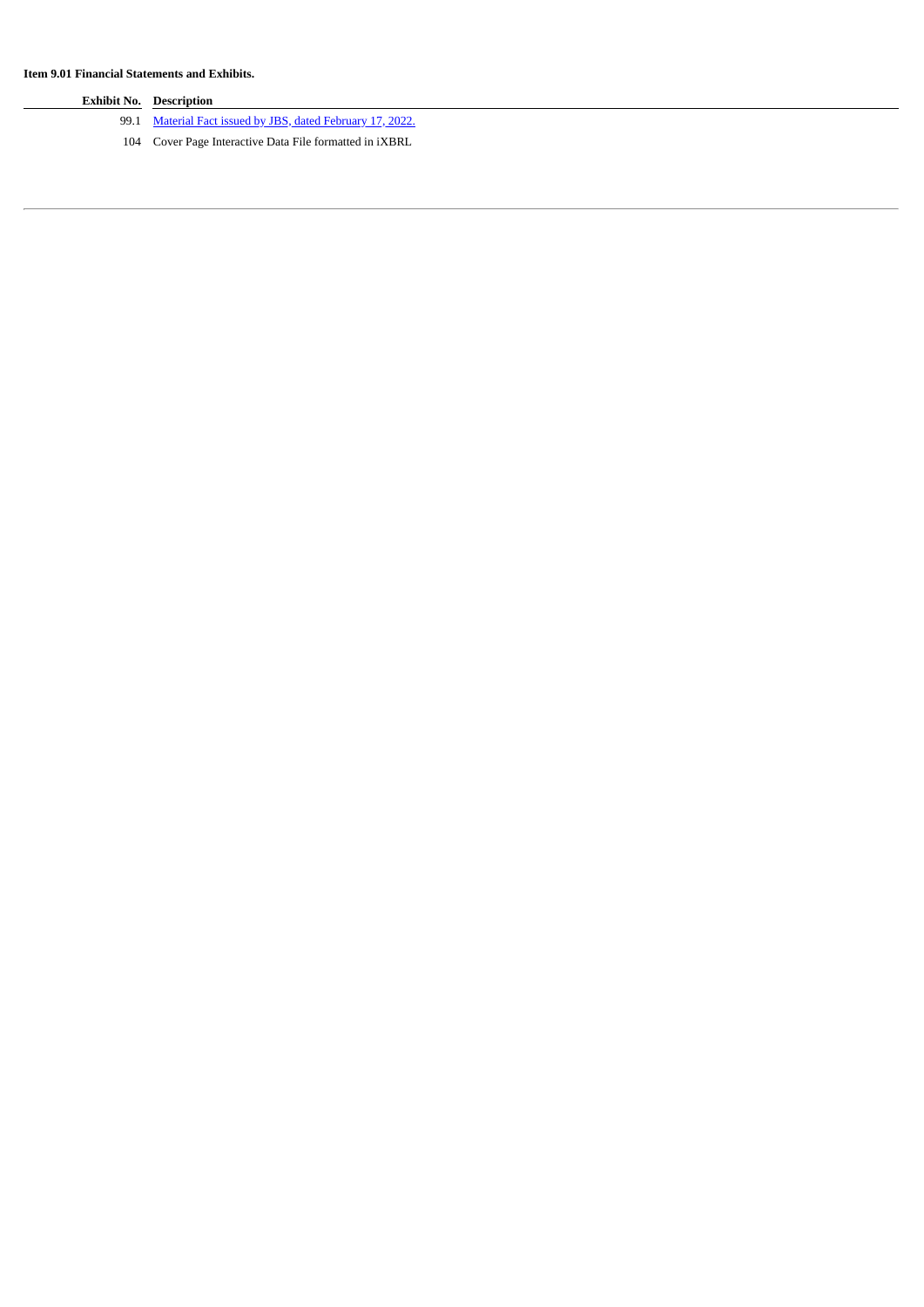**Item 9.01 Financial Statements and Exhibits.**

| Exhibit No. | Description |
|---|---|
| 99.1 | Material Fact issued by JBS, dated February 17, 2022. |
| 104 | Cover Page Interactive Data File formatted in iXBRL |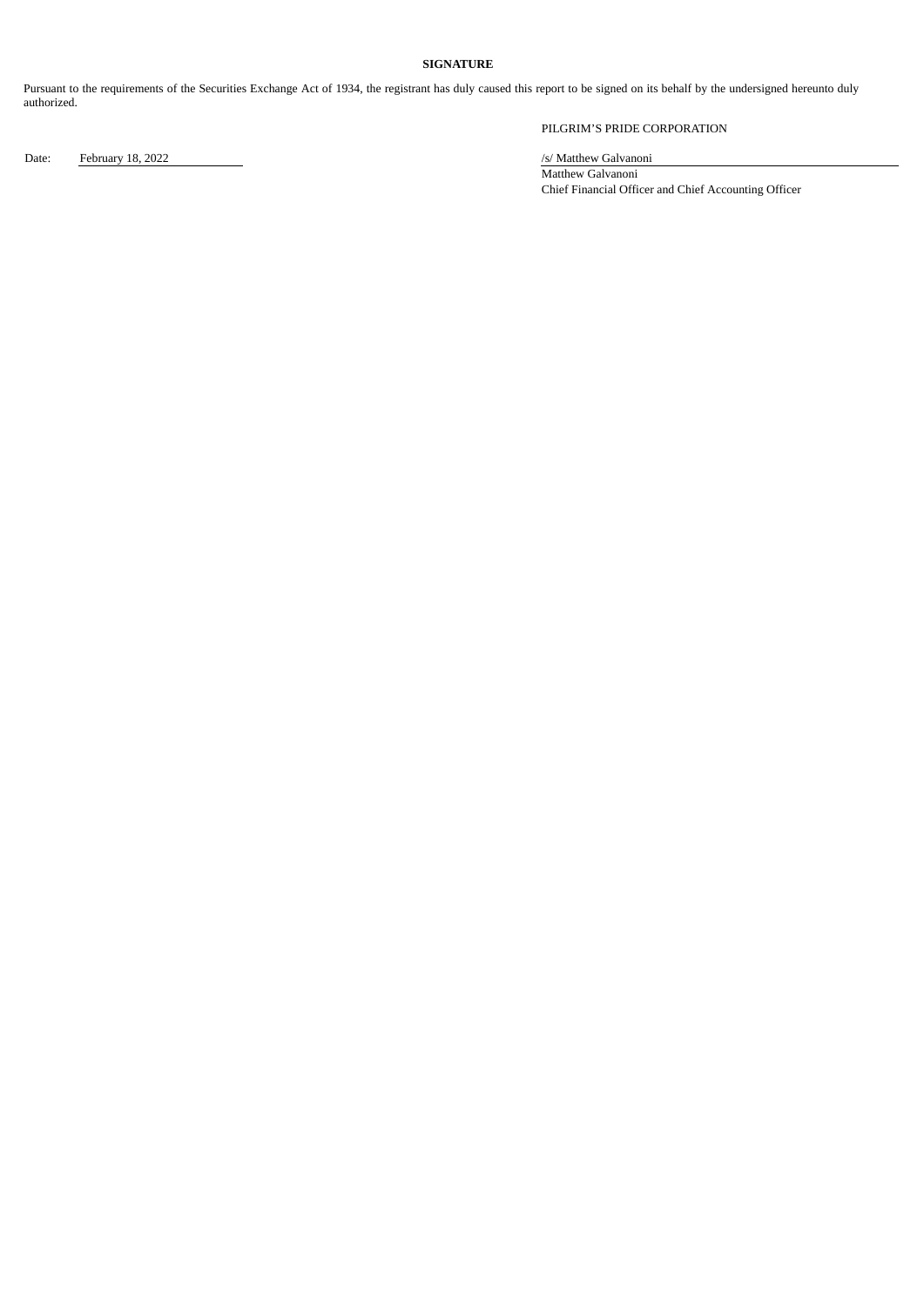**SIGNATURE**

Pursuant to the requirements of the Securities Exchange Act of 1934, the registrant has duly caused this report to be signed on its behalf by the undersigned hereunto duly authorized.

PILGRIM'S PRIDE CORPORATION

Date: February 18, 2022

/s/ Matthew Galvanoni

Matthew Galvanoni
Chief Financial Officer and Chief Accounting Officer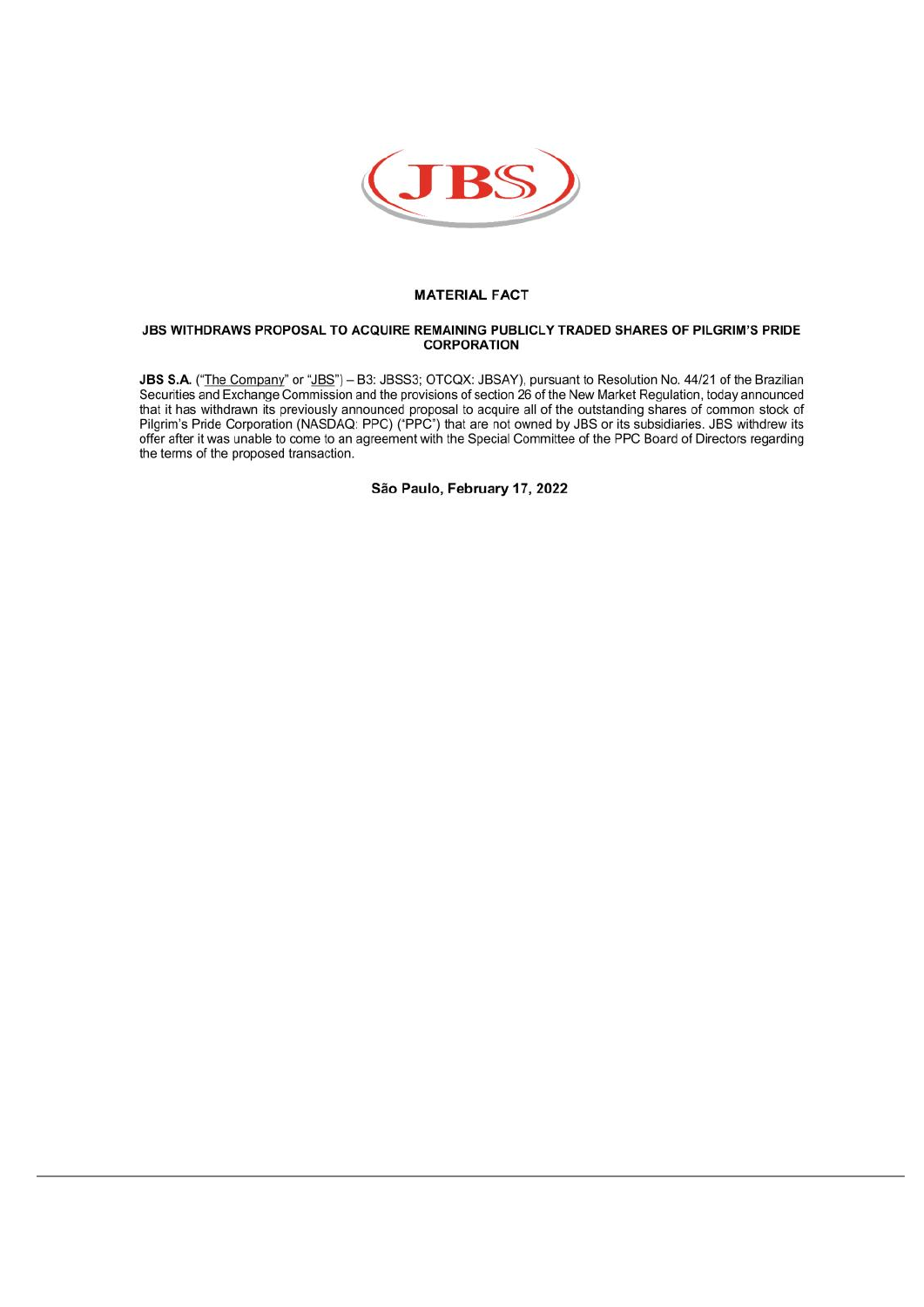# MATERIAL FACT

## JBS WITHDRAWS PROPOSAL TO ACQUIRE REMAINING PUBLICLY TRADED SHARES OF PILGRIM'S PRIDE CORPORATION

**JBS S.A.** ("The Company" or "JBS") – B3: JBSS3; OTCQX: JBSAY), pursuant to Resolution No. 44/21 of the Brazilian Securities and Exchange Commission and the provisions of section 26 of the New Market Regulation, today announced that it has withdrawn its previously announced proposal to acquire all of the outstanding shares of common stock of Pilgrim's Pride Corporation (NASDAQ: PPC) ("PPC") that are not owned by JBS or its subsidiaries. JBS withdrew its offer after it was unable to come to an agreement with the Special Committee of the PPC Board of Directors regarding the terms of the proposed transaction.

**São Paulo, February 17, 2022**